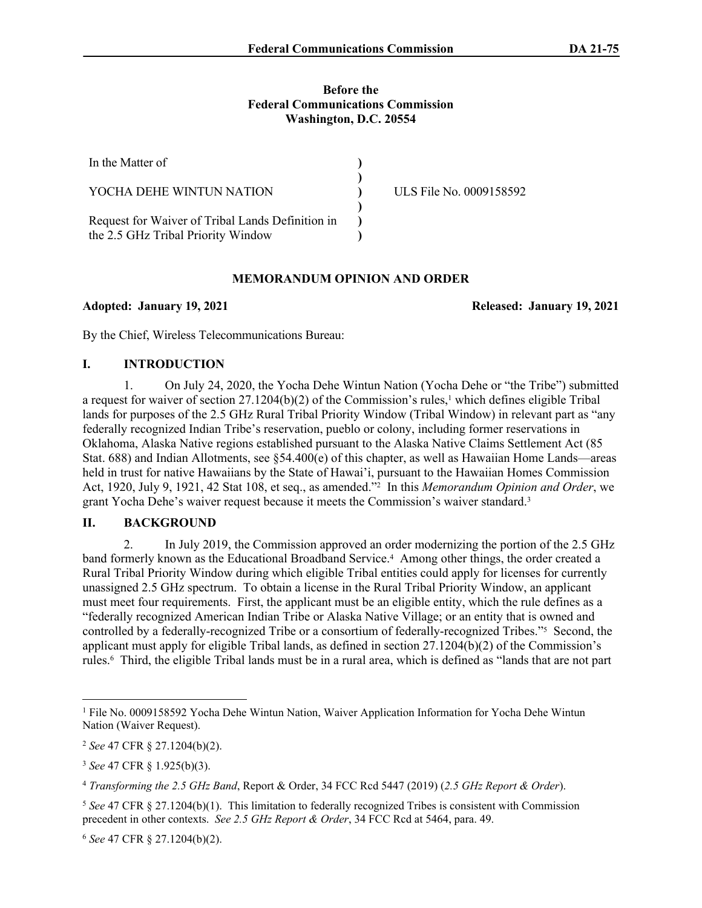**Before the**
**Federal Communications Commission**
**Washington, D.C. 20554**

| | | |
|---|---|---|
| In the Matter of | ) | |
| | ) | |
| YOCHA DEHE WINTUN NATION | ) | ULS File No. 0009158592 |
| | ) | |
| Request for Waiver of Tribal Lands Definition in the 2.5 GHz Tribal Priority Window | ) | |
| | ) | |

## MEMORANDUM OPINION AND ORDER

**Adopted: January 19, 2021** **Released: January 19, 2021**

By the Chief, Wireless Telecommunications Bureau:

## I. INTRODUCTION

1. On July 24, 2020, the Yocha Dehe Wintun Nation (Yocha Dehe or "the Tribe") submitted a request for waiver of section 27.1204(b)(2) of the Commission's rules,[1] which defines eligible Tribal lands for purposes of the 2.5 GHz Rural Tribal Priority Window (Tribal Window) in relevant part as "any federally recognized Indian Tribe's reservation, pueblo or colony, including former reservations in Oklahoma, Alaska Native regions established pursuant to the Alaska Native Claims Settlement Act (85 Stat. 688) and Indian Allotments, see §54.400(e) of this chapter, as well as Hawaiian Home Lands—areas held in trust for native Hawaiians by the State of Hawai'i, pursuant to the Hawaiian Homes Commission Act, 1920, July 9, 1921, 42 Stat 108, et seq., as amended."[2] In this *Memorandum Opinion and Order*, we grant Yocha Dehe's waiver request because it meets the Commission's waiver standard.[3]

## II. BACKGROUND

2. In July 2019, the Commission approved an order modernizing the portion of the 2.5 GHz band formerly known as the Educational Broadband Service.[4] Among other things, the order created a Rural Tribal Priority Window during which eligible Tribal entities could apply for licenses for currently unassigned 2.5 GHz spectrum. To obtain a license in the Rural Tribal Priority Window, an applicant must meet four requirements. First, the applicant must be an eligible entity, which the rule defines as a "federally recognized American Indian Tribe or Alaska Native Village; or an entity that is owned and controlled by a federally-recognized Tribe or a consortium of federally-recognized Tribes."[5] Second, the applicant must apply for eligible Tribal lands, as defined in section 27.1204(b)(2) of the Commission's rules.[6] Third, the eligible Tribal lands must be in a rural area, which is defined as "lands that are not part

---

[1] File No. 0009158592 Yocha Dehe Wintun Nation, Waiver Application Information for Yocha Dehe Wintun Nation (Waiver Request).

[2] *See* 47 CFR § 27.1204(b)(2).

[3] *See* 47 CFR § 1.925(b)(3).

[4] *Transforming the 2.5 GHz Band*, Report & Order, 34 FCC Rcd 5447 (2019) (*2.5 GHz Report & Order*).

[5] *See* 47 CFR § 27.1204(b)(1). This limitation to federally recognized Tribes is consistent with Commission precedent in other contexts. *See 2.5 GHz Report & Order*, 34 FCC Rcd at 5464, para. 49.

[6] *See* 47 CFR § 27.1204(b)(2).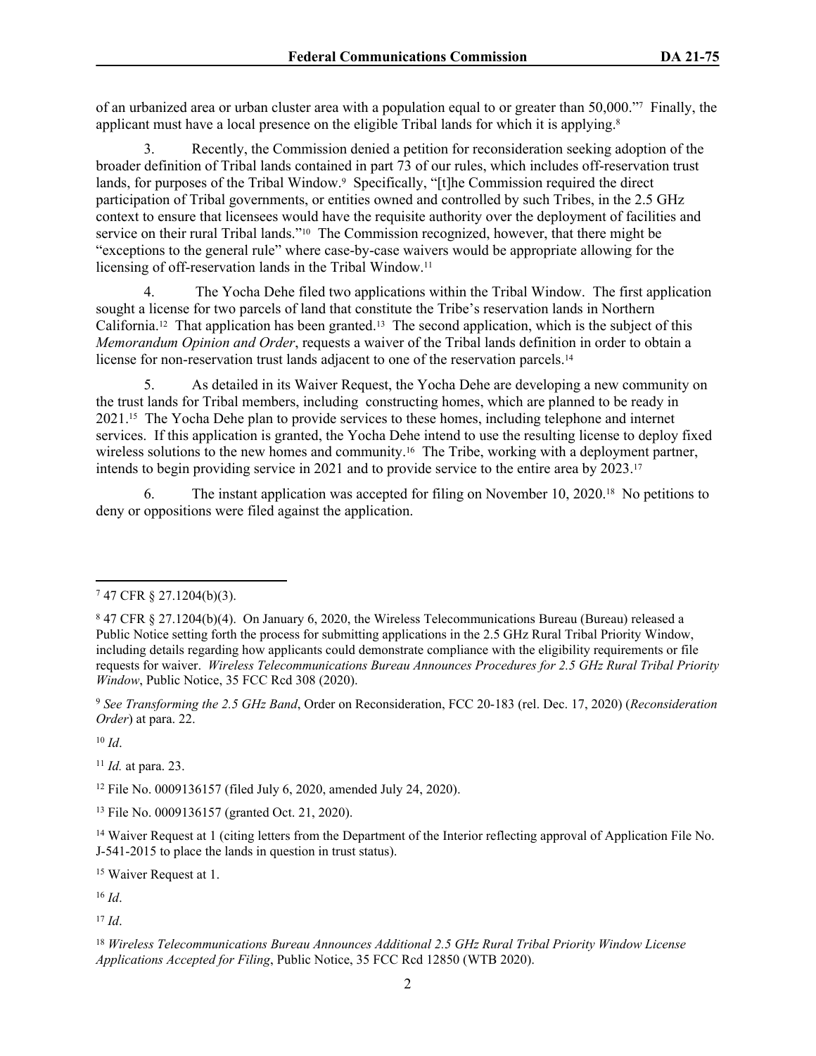of an urbanized area or urban cluster area with a population equal to or greater than 50,000."[7] Finally, the applicant must have a local presence on the eligible Tribal lands for which it is applying.[8]

3. Recently, the Commission denied a petition for reconsideration seeking adoption of the broader definition of Tribal lands contained in part 73 of our rules, which includes off-reservation trust lands, for purposes of the Tribal Window.[9] Specifically, "[t]he Commission required the direct participation of Tribal governments, or entities owned and controlled by such Tribes, in the 2.5 GHz context to ensure that licensees would have the requisite authority over the deployment of facilities and service on their rural Tribal lands."[10] The Commission recognized, however, that there might be "exceptions to the general rule" where case-by-case waivers would be appropriate allowing for the licensing of off-reservation lands in the Tribal Window.[11]

4. The Yocha Dehe filed two applications within the Tribal Window. The first application sought a license for two parcels of land that constitute the Tribe's reservation lands in Northern California.[12] That application has been granted.[13] The second application, which is the subject of this *Memorandum Opinion and Order*, requests a waiver of the Tribal lands definition in order to obtain a license for non-reservation trust lands adjacent to one of the reservation parcels.[14]

5. As detailed in its Waiver Request, the Yocha Dehe are developing a new community on the trust lands for Tribal members, including constructing homes, which are planned to be ready in 2021.[15] The Yocha Dehe plan to provide services to these homes, including telephone and internet services. If this application is granted, the Yocha Dehe intend to use the resulting license to deploy fixed wireless solutions to the new homes and community.[16] The Tribe, working with a deployment partner, intends to begin providing service in 2021 and to provide service to the entire area by 2023.[17]

6. The instant application was accepted for filing on November 10, 2020.[18] No petitions to deny or oppositions were filed against the application.

---

[7] 47 CFR § 27.1204(b)(3).

[8] 47 CFR § 27.1204(b)(4). On January 6, 2020, the Wireless Telecommunications Bureau (Bureau) released a Public Notice setting forth the process for submitting applications in the 2.5 GHz Rural Tribal Priority Window, including details regarding how applicants could demonstrate compliance with the eligibility requirements or file requests for waiver. *Wireless Telecommunications Bureau Announces Procedures for 2.5 GHz Rural Tribal Priority Window*, Public Notice, 35 FCC Rcd 308 (2020).

[9] *See Transforming the 2.5 GHz Band*, Order on Reconsideration, FCC 20-183 (rel. Dec. 17, 2020) (*Reconsideration Order*) at para. 22.

[10] *Id*.

[11] *Id.* at para. 23.

[12] File No. 0009136157 (filed July 6, 2020, amended July 24, 2020).

[13] File No. 0009136157 (granted Oct. 21, 2020).

[14] Waiver Request at 1 (citing letters from the Department of the Interior reflecting approval of Application File No. J-541-2015 to place the lands in question in trust status).

[15] Waiver Request at 1.

[16] *Id*.

[17] *Id*.

[18] *Wireless Telecommunications Bureau Announces Additional 2.5 GHz Rural Tribal Priority Window License Applications Accepted for Filing*, Public Notice, 35 FCC Rcd 12850 (WTB 2020).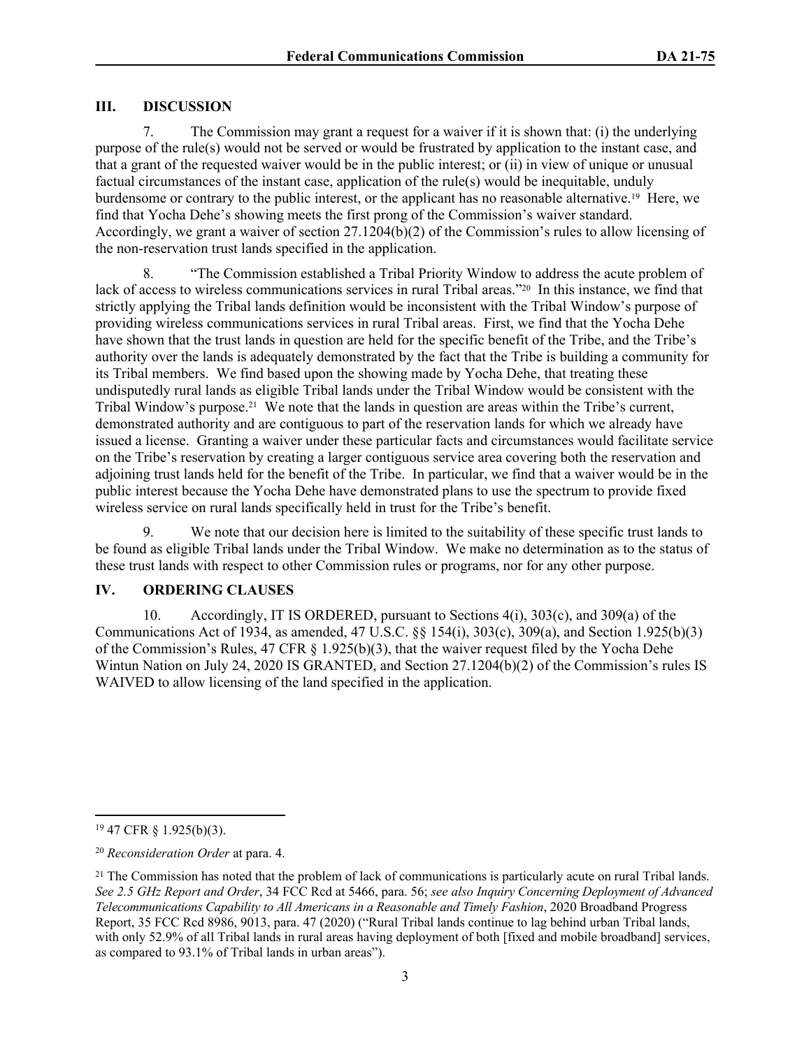## III. DISCUSSION

7. The Commission may grant a request for a waiver if it is shown that: (i) the underlying purpose of the rule(s) would not be served or would be frustrated by application to the instant case, and that a grant of the requested waiver would be in the public interest; or (ii) in view of unique or unusual factual circumstances of the instant case, application of the rule(s) would be inequitable, unduly burdensome or contrary to the public interest, or the applicant has no reasonable alternative.[19] Here, we find that Yocha Dehe's showing meets the first prong of the Commission's waiver standard. Accordingly, we grant a waiver of section 27.1204(b)(2) of the Commission's rules to allow licensing of the non-reservation trust lands specified in the application.

8. "The Commission established a Tribal Priority Window to address the acute problem of lack of access to wireless communications services in rural Tribal areas."[20] In this instance, we find that strictly applying the Tribal lands definition would be inconsistent with the Tribal Window's purpose of providing wireless communications services in rural Tribal areas. First, we find that the Yocha Dehe have shown that the trust lands in question are held for the specific benefit of the Tribe, and the Tribe's authority over the lands is adequately demonstrated by the fact that the Tribe is building a community for its Tribal members. We find based upon the showing made by Yocha Dehe, that treating these undisputedly rural lands as eligible Tribal lands under the Tribal Window would be consistent with the Tribal Window's purpose.[21] We note that the lands in question are areas within the Tribe's current, demonstrated authority and are contiguous to part of the reservation lands for which we already have issued a license. Granting a waiver under these particular facts and circumstances would facilitate service on the Tribe's reservation by creating a larger contiguous service area covering both the reservation and adjoining trust lands held for the benefit of the Tribe. In particular, we find that a waiver would be in the public interest because the Yocha Dehe have demonstrated plans to use the spectrum to provide fixed wireless service on rural lands specifically held in trust for the Tribe's benefit.

9. We note that our decision here is limited to the suitability of these specific trust lands to be found as eligible Tribal lands under the Tribal Window. We make no determination as to the status of these trust lands with respect to other Commission rules or programs, nor for any other purpose.

## IV. ORDERING CLAUSES

10. Accordingly, IT IS ORDERED, pursuant to Sections 4(i), 303(c), and 309(a) of the Communications Act of 1934, as amended, 47 U.S.C. §§ 154(i), 303(c), 309(a), and Section 1.925(b)(3) of the Commission's Rules, 47 CFR § 1.925(b)(3), that the waiver request filed by the Yocha Dehe Wintun Nation on July 24, 2020 IS GRANTED, and Section 27.1204(b)(2) of the Commission's rules IS WAIVED to allow licensing of the land specified in the application.

---

[19] 47 CFR § 1.925(b)(3).

[20] *Reconsideration Order* at para. 4.

[21] The Commission has noted that the problem of lack of communications is particularly acute on rural Tribal lands. *See 2.5 GHz Report and Order*, 34 FCC Rcd at 5466, para. 56; *see also Inquiry Concerning Deployment of Advanced Telecommunications Capability to All Americans in a Reasonable and Timely Fashion*, 2020 Broadband Progress Report, 35 FCC Rcd 8986, 9013, para. 47 (2020) ("Rural Tribal lands continue to lag behind urban Tribal lands, with only 52.9% of all Tribal lands in rural areas having deployment of both [fixed and mobile broadband] services, as compared to 93.1% of Tribal lands in urban areas").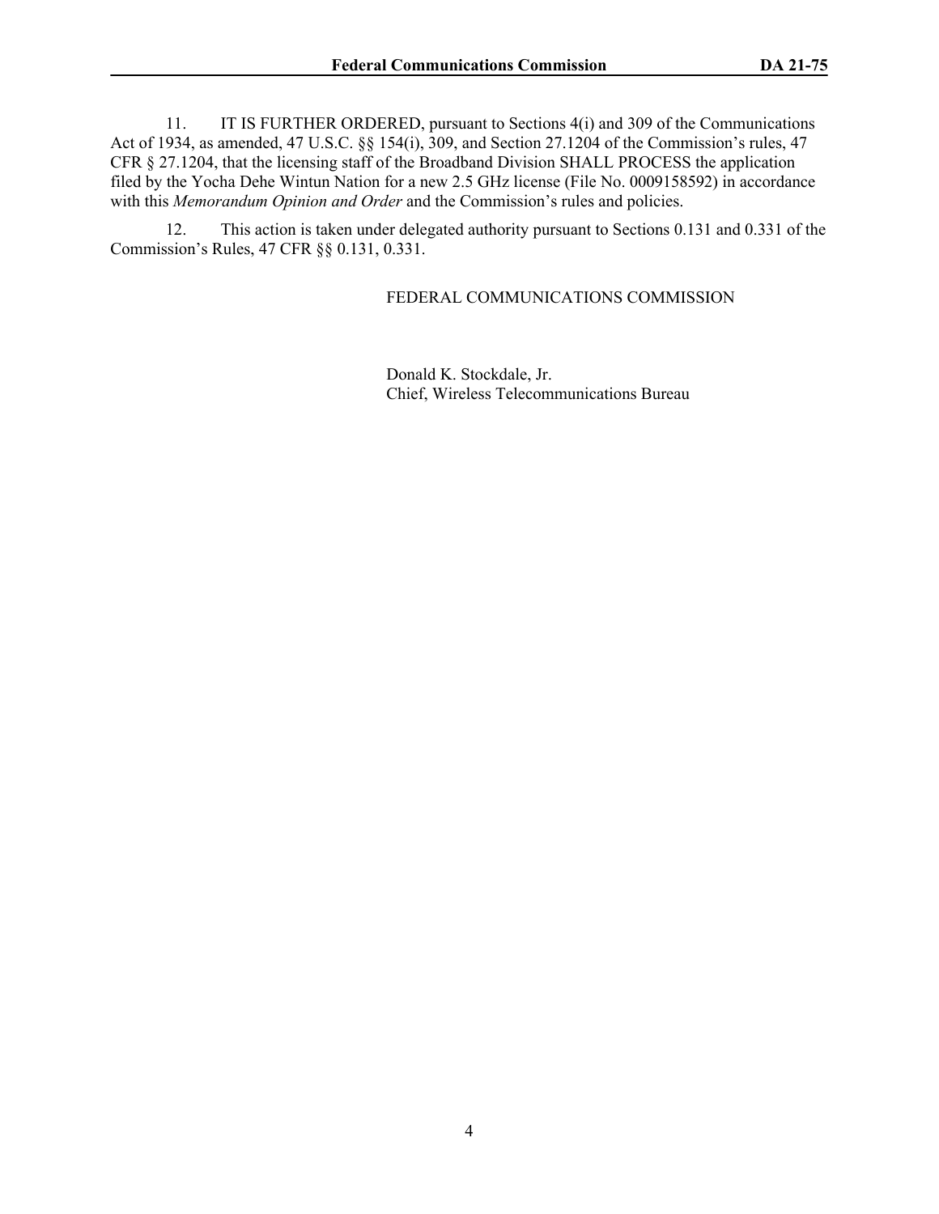11. IT IS FURTHER ORDERED, pursuant to Sections 4(i) and 309 of the Communications Act of 1934, as amended, 47 U.S.C. §§ 154(i), 309, and Section 27.1204 of the Commission's rules, 47 CFR § 27.1204, that the licensing staff of the Broadband Division SHALL PROCESS the application filed by the Yocha Dehe Wintun Nation for a new 2.5 GHz license (File No. 0009158592) in accordance with this *Memorandum Opinion and Order* and the Commission's rules and policies.

12. This action is taken under delegated authority pursuant to Sections 0.131 and 0.331 of the Commission's Rules, 47 CFR §§ 0.131, 0.331.

FEDERAL COMMUNICATIONS COMMISSION

Donald K. Stockdale, Jr.
Chief, Wireless Telecommunications Bureau